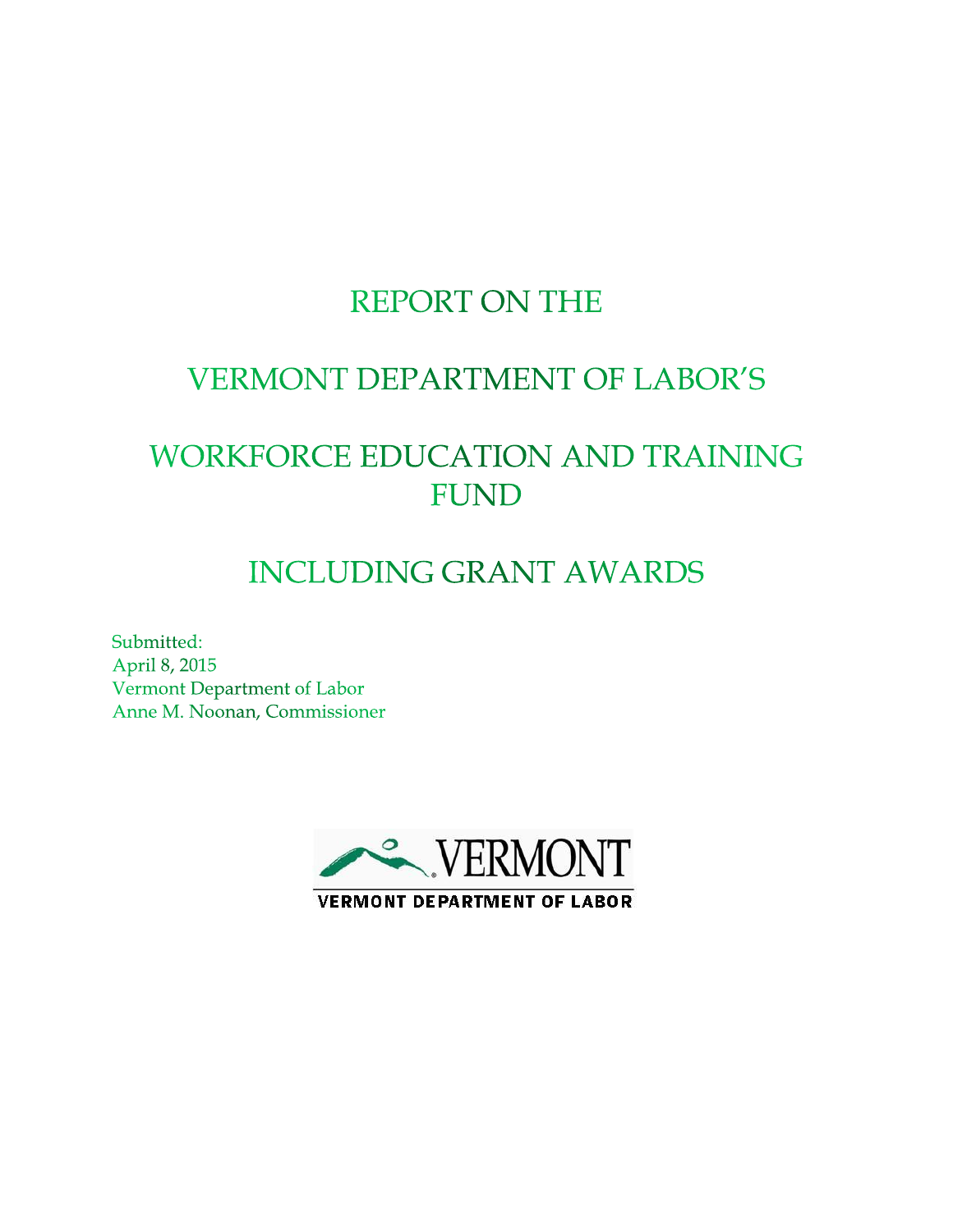# REPORT ON THE

# VERMONT DEPARTMENT OF LABOR'S

# WORKFORCE EDUCATION AND TRAINING FUND

# INCLUDING GRANT AWARDS

Submitted:
April 8, 2015
Vermont Department of Labor
Anne M. Noonan, Commissioner

VERMONT

VERMONT DEPARTMENT OF LABOR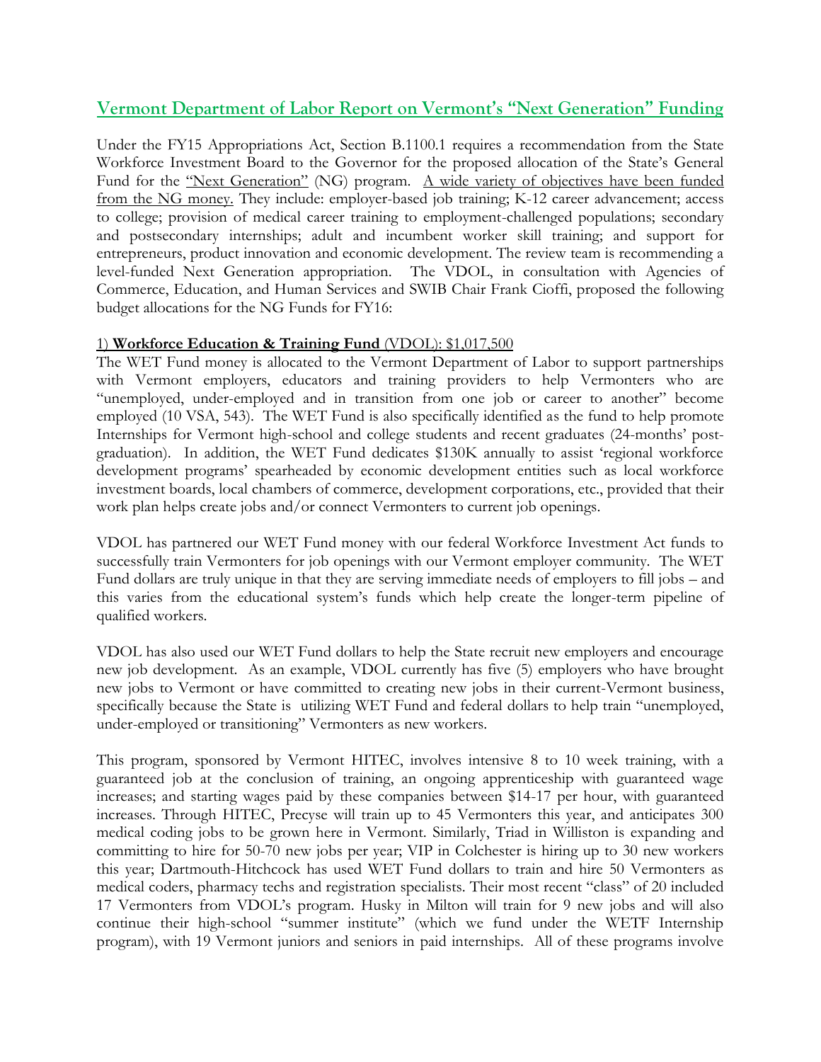## Vermont Department of Labor Report on Vermont's "Next Generation" Funding

Under the FY15 Appropriations Act, Section B.1100.1 requires a recommendation from the State Workforce Investment Board to the Governor for the proposed allocation of the State's General Fund for the "Next Generation" (NG) program. A wide variety of objectives have been funded from the NG money. They include: employer-based job training; K-12 career advancement; access to college; provision of medical career training to employment-challenged populations; secondary and postsecondary internships; adult and incumbent worker skill training; and support for entrepreneurs, product innovation and economic development. The review team is recommending a level-funded Next Generation appropriation. The VDOL, in consultation with Agencies of Commerce, Education, and Human Services and SWIB Chair Frank Cioffi, proposed the following budget allocations for the NG Funds for FY16:

1) **Workforce Education & Training Fund** (VDOL): $1,017,500

The WET Fund money is allocated to the Vermont Department of Labor to support partnerships with Vermont employers, educators and training providers to help Vermonters who are "unemployed, under-employed and in transition from one job or career to another" become employed (10 VSA, 543). The WET Fund is also specifically identified as the fund to help promote Internships for Vermont high-school and college students and recent graduates (24-months' post-graduation). In addition, the WET Fund dedicates $130K annually to assist 'regional workforce development programs' spearheaded by economic development entities such as local workforce investment boards, local chambers of commerce, development corporations, etc., provided that their work plan helps create jobs and/or connect Vermonters to current job openings.

VDOL has partnered our WET Fund money with our federal Workforce Investment Act funds to successfully train Vermonters for job openings with our Vermont employer community. The WET Fund dollars are truly unique in that they are serving immediate needs of employers to fill jobs – and this varies from the educational system's funds which help create the longer-term pipeline of qualified workers.

VDOL has also used our WET Fund dollars to help the State recruit new employers and encourage new job development. As an example, VDOL currently has five (5) employers who have brought new jobs to Vermont or have committed to creating new jobs in their current-Vermont business, specifically because the State is utilizing WET Fund and federal dollars to help train "unemployed, under-employed or transitioning" Vermonters as new workers.

This program, sponsored by Vermont HITEC, involves intensive 8 to 10 week training, with a guaranteed job at the conclusion of training, an ongoing apprenticeship with guaranteed wage increases; and starting wages paid by these companies between $14-17 per hour, with guaranteed increases. Through HITEC, Precyse will train up to 45 Vermonters this year, and anticipates 300 medical coding jobs to be grown here in Vermont. Similarly, Triad in Williston is expanding and committing to hire for 50-70 new jobs per year; VIP in Colchester is hiring up to 30 new workers this year; Dartmouth-Hitchcock has used WET Fund dollars to train and hire 50 Vermonters as medical coders, pharmacy techs and registration specialists. Their most recent "class" of 20 included 17 Vermonters from VDOL's program. Husky in Milton will train for 9 new jobs and will also continue their high-school "summer institute" (which we fund under the WETF Internship program), with 19 Vermont juniors and seniors in paid internships. All of these programs involve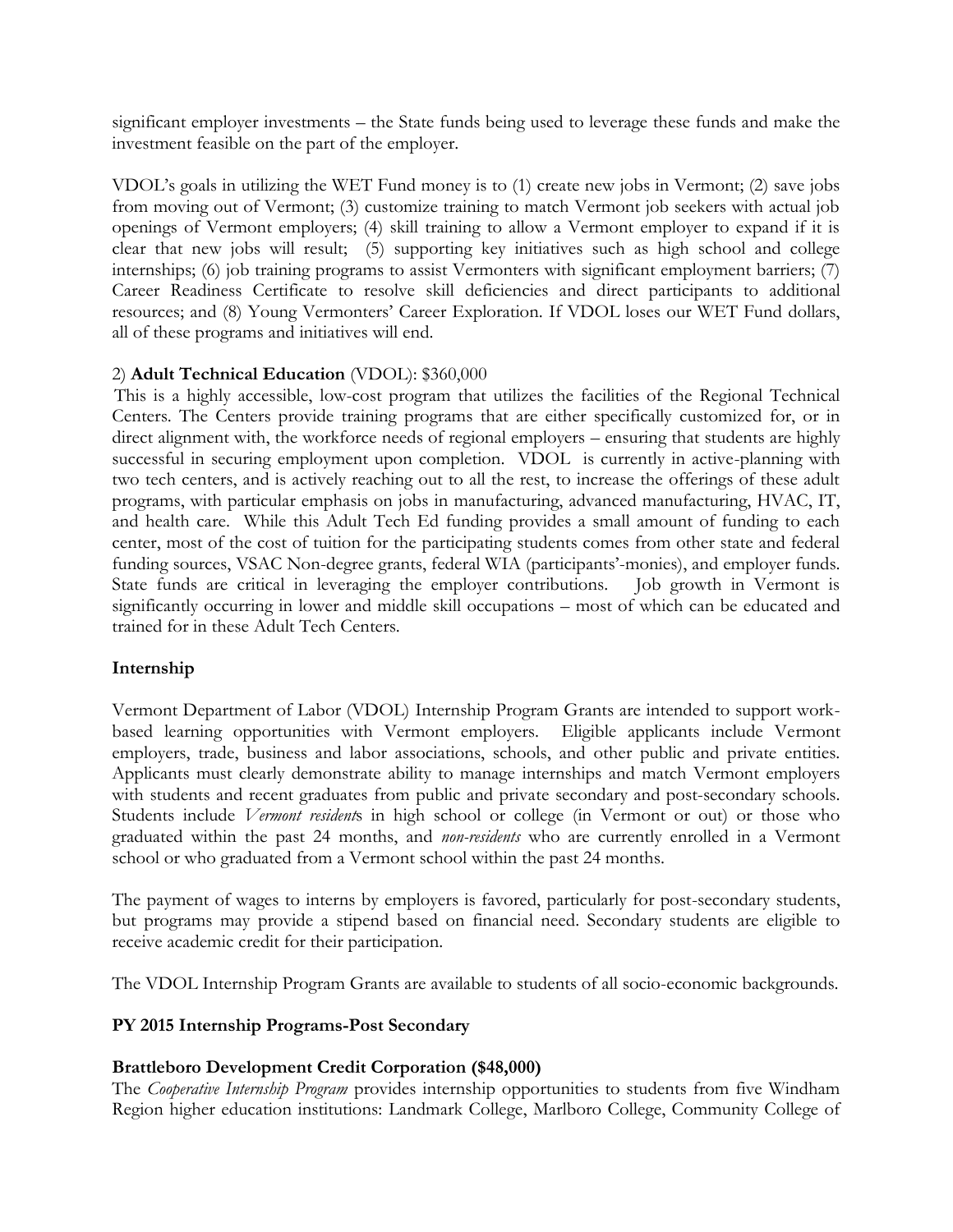significant employer investments – the State funds being used to leverage these funds and make the investment feasible on the part of the employer.

VDOL's goals in utilizing the WET Fund money is to (1) create new jobs in Vermont; (2) save jobs from moving out of Vermont; (3) customize training to match Vermont job seekers with actual job openings of Vermont employers; (4) skill training to allow a Vermont employer to expand if it is clear that new jobs will result; (5) supporting key initiatives such as high school and college internships; (6) job training programs to assist Vermonters with significant employment barriers; (7) Career Readiness Certificate to resolve skill deficiencies and direct participants to additional resources; and (8) Young Vermonters' Career Exploration. If VDOL loses our WET Fund dollars, all of these programs and initiatives will end.

2) **Adult Technical Education** (VDOL): $360,000

This is a highly accessible, low-cost program that utilizes the facilities of the Regional Technical Centers. The Centers provide training programs that are either specifically customized for, or in direct alignment with, the workforce needs of regional employers – ensuring that students are highly successful in securing employment upon completion. VDOL is currently in active-planning with two tech centers, and is actively reaching out to all the rest, to increase the offerings of these adult programs, with particular emphasis on jobs in manufacturing, advanced manufacturing, HVAC, IT, and health care. While this Adult Tech Ed funding provides a small amount of funding to each center, most of the cost of tuition for the participating students comes from other state and federal funding sources, VSAC Non-degree grants, federal WIA (participants'-monies), and employer funds. State funds are critical in leveraging the employer contributions. Job growth in Vermont is significantly occurring in lower and middle skill occupations – most of which can be educated and trained for in these Adult Tech Centers.

**Internship**

Vermont Department of Labor (VDOL) Internship Program Grants are intended to support work-based learning opportunities with Vermont employers. Eligible applicants include Vermont employers, trade, business and labor associations, schools, and other public and private entities. Applicants must clearly demonstrate ability to manage internships and match Vermont employers with students and recent graduates from public and private secondary and post-secondary schools. Students include *Vermont residents* in high school or college (in Vermont or out) or those who graduated within the past 24 months, and *non-residents* who are currently enrolled in a Vermont school or who graduated from a Vermont school within the past 24 months.

The payment of wages to interns by employers is favored, particularly for post-secondary students, but programs may provide a stipend based on financial need. Secondary students are eligible to receive academic credit for their participation.

The VDOL Internship Program Grants are available to students of all socio-economic backgrounds.

**PY 2015 Internship Programs-Post Secondary**

**Brattleboro Development Credit Corporation ($48,000)**

The *Cooperative Internship Program* provides internship opportunities to students from five Windham Region higher education institutions: Landmark College, Marlboro College, Community College of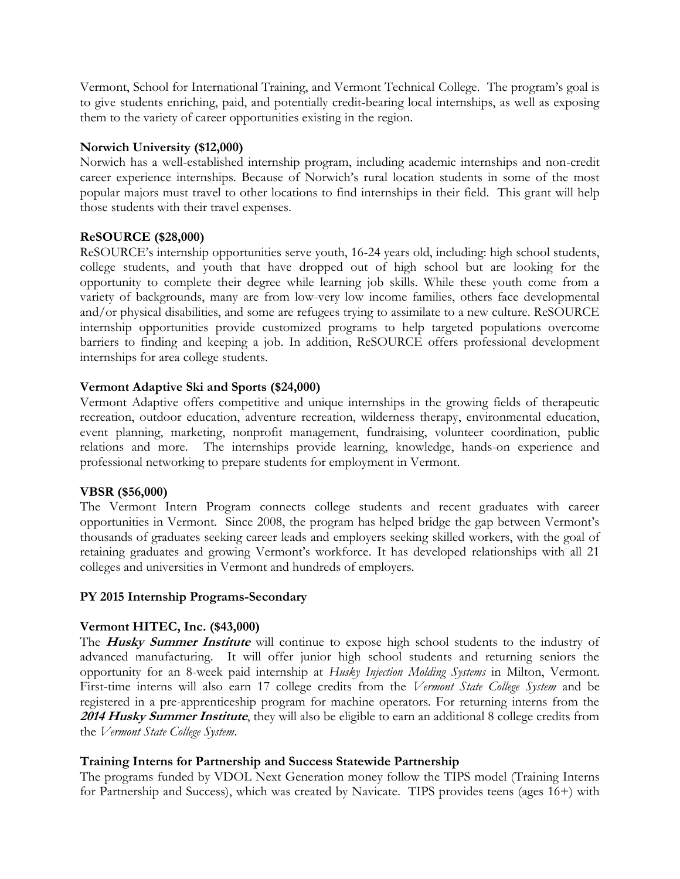Vermont, School for International Training, and Vermont Technical College. The program's goal is to give students enriching, paid, and potentially credit-bearing local internships, as well as exposing them to the variety of career opportunities existing in the region.

**Norwich University ($12,000)**
Norwich has a well-established internship program, including academic internships and non-credit career experience internships. Because of Norwich's rural location students in some of the most popular majors must travel to other locations to find internships in their field. This grant will help those students with their travel expenses.

**ReSOURCE ($28,000)**
ReSOURCE's internship opportunities serve youth, 16-24 years old, including: high school students, college students, and youth that have dropped out of high school but are looking for the opportunity to complete their degree while learning job skills. While these youth come from a variety of backgrounds, many are from low-very low income families, others face developmental and/or physical disabilities, and some are refugees trying to assimilate to a new culture. ReSOURCE internship opportunities provide customized programs to help targeted populations overcome barriers to finding and keeping a job. In addition, ReSOURCE offers professional development internships for area college students.

**Vermont Adaptive Ski and Sports ($24,000)**
Vermont Adaptive offers competitive and unique internships in the growing fields of therapeutic recreation, outdoor education, adventure recreation, wilderness therapy, environmental education, event planning, marketing, nonprofit management, fundraising, volunteer coordination, public relations and more. The internships provide learning, knowledge, hands-on experience and professional networking to prepare students for employment in Vermont.

**VBSR ($56,000)**
The Vermont Intern Program connects college students and recent graduates with career opportunities in Vermont. Since 2008, the program has helped bridge the gap between Vermont's thousands of graduates seeking career leads and employers seeking skilled workers, with the goal of retaining graduates and growing Vermont's workforce. It has developed relationships with all 21 colleges and universities in Vermont and hundreds of employers.

**PY 2015 Internship Programs-Secondary**

**Vermont HITEC, Inc. ($43,000)**
The ***Husky Summer Institute*** will continue to expose high school students to the industry of advanced manufacturing. It will offer junior high school students and returning seniors the opportunity for an 8-week paid internship at *Husky Injection Molding Systems* in Milton, Vermont. First-time interns will also earn 17 college credits from the *Vermont State College System* and be registered in a pre-apprenticeship program for machine operators. For returning interns from the ***2014 Husky Summer Institute***, they will also be eligible to earn an additional 8 college credits from the *Vermont State College System*.

**Training Interns for Partnership and Success Statewide Partnership**
The programs funded by VDOL Next Generation money follow the TIPS model (Training Interns for Partnership and Success), which was created by Navicate. TIPS provides teens (ages 16+) with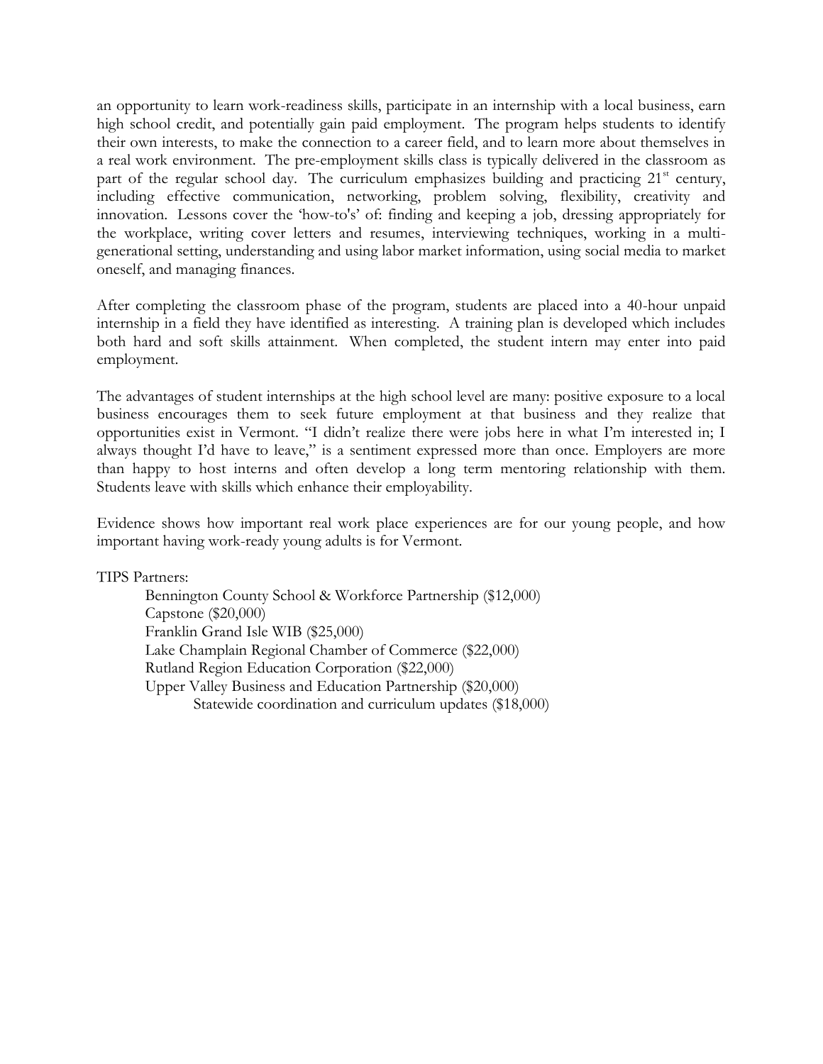an opportunity to learn work-readiness skills, participate in an internship with a local business, earn high school credit, and potentially gain paid employment. The program helps students to identify their own interests, to make the connection to a career field, and to learn more about themselves in a real work environment. The pre-employment skills class is typically delivered in the classroom as part of the regular school day. The curriculum emphasizes building and practicing 21st century, including effective communication, networking, problem solving, flexibility, creativity and innovation. Lessons cover the 'how-to's' of: finding and keeping a job, dressing appropriately for the workplace, writing cover letters and resumes, interviewing techniques, working in a multi-generational setting, understanding and using labor market information, using social media to market oneself, and managing finances.

After completing the classroom phase of the program, students are placed into a 40-hour unpaid internship in a field they have identified as interesting. A training plan is developed which includes both hard and soft skills attainment. When completed, the student intern may enter into paid employment.

The advantages of student internships at the high school level are many: positive exposure to a local business encourages them to seek future employment at that business and they realize that opportunities exist in Vermont. "I didn't realize there were jobs here in what I'm interested in; I always thought I'd have to leave," is a sentiment expressed more than once. Employers are more than happy to host interns and often develop a long term mentoring relationship with them. Students leave with skills which enhance their employability.

Evidence shows how important real work place experiences are for our young people, and how important having work-ready young adults is for Vermont.

TIPS Partners:

- Bennington County School & Workforce Partnership ($12,000)
- Capstone ($20,000)
- Franklin Grand Isle WIB ($25,000)
- Lake Champlain Regional Chamber of Commerce ($22,000)
- Rutland Region Education Corporation ($22,000)
- Upper Valley Business and Education Partnership ($20,000)
  - Statewide coordination and curriculum updates ($18,000)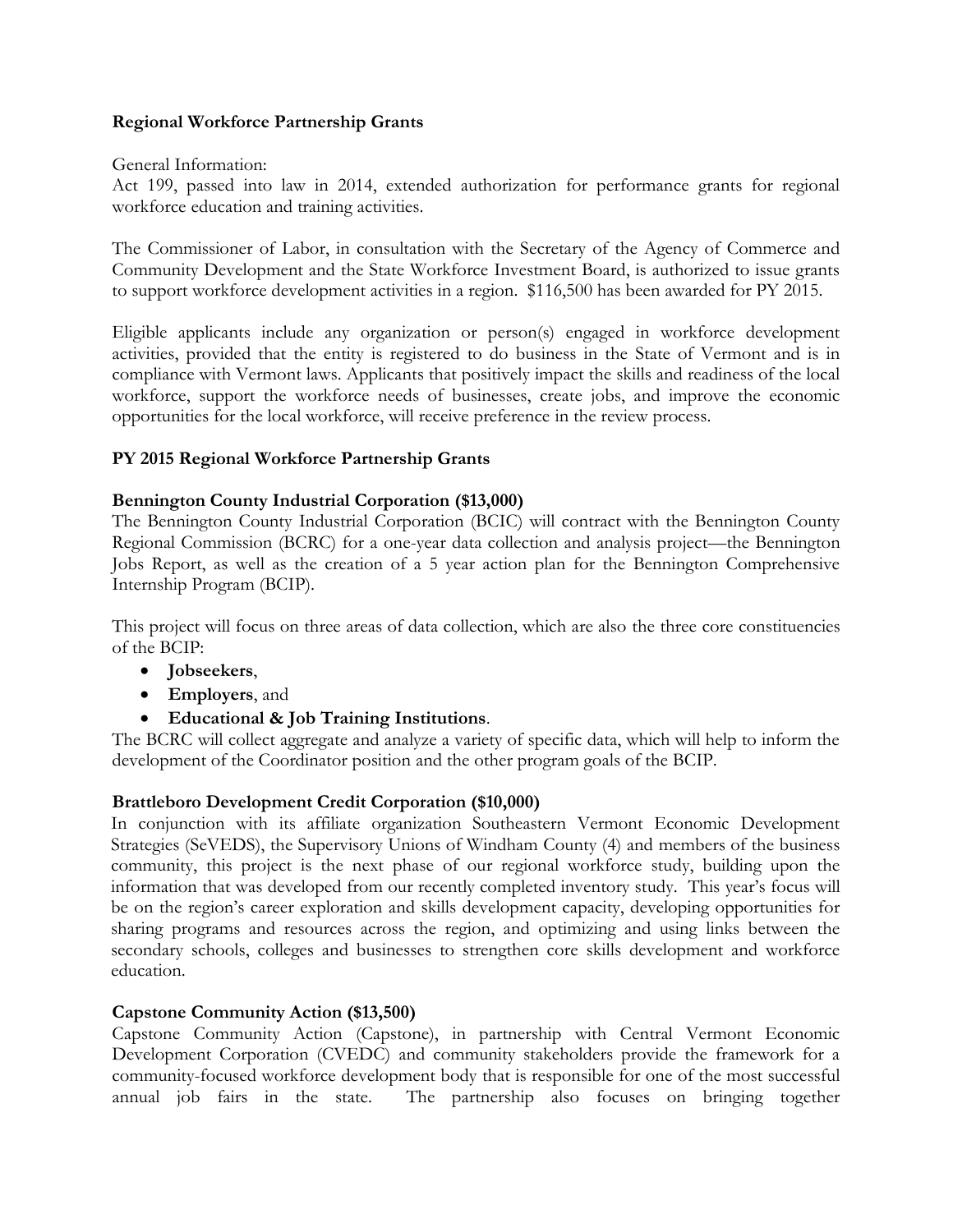**Regional Workforce Partnership Grants**

General Information:
Act 199, passed into law in 2014, extended authorization for performance grants for regional workforce education and training activities.

The Commissioner of Labor, in consultation with the Secretary of the Agency of Commerce and Community Development and the State Workforce Investment Board, is authorized to issue grants to support workforce development activities in a region. $116,500 has been awarded for PY 2015.

Eligible applicants include any organization or person(s) engaged in workforce development activities, provided that the entity is registered to do business in the State of Vermont and is in compliance with Vermont laws. Applicants that positively impact the skills and readiness of the local workforce, support the workforce needs of businesses, create jobs, and improve the economic opportunities for the local workforce, will receive preference in the review process.

**PY 2015 Regional Workforce Partnership Grants**

**Bennington County Industrial Corporation ($13,000)**
The Bennington County Industrial Corporation (BCIC) will contract with the Bennington County Regional Commission (BCRC) for a one-year data collection and analysis project—the Bennington Jobs Report, as well as the creation of a 5 year action plan for the Bennington Comprehensive Internship Program (BCIP).

This project will focus on three areas of data collection, which are also the three core constituencies of the BCIP:

- **Jobseekers**,
- **Employers**, and
- **Educational & Job Training Institutions**.

The BCRC will collect aggregate and analyze a variety of specific data, which will help to inform the development of the Coordinator position and the other program goals of the BCIP.

**Brattleboro Development Credit Corporation ($10,000)**
In conjunction with its affiliate organization Southeastern Vermont Economic Development Strategies (SeVEDS), the Supervisory Unions of Windham County (4) and members of the business community, this project is the next phase of our regional workforce study, building upon the information that was developed from our recently completed inventory study. This year's focus will be on the region's career exploration and skills development capacity, developing opportunities for sharing programs and resources across the region, and optimizing and using links between the secondary schools, colleges and businesses to strengthen core skills development and workforce education.

**Capstone Community Action ($13,500)**
Capstone Community Action (Capstone), in partnership with Central Vermont Economic Development Corporation (CVEDC) and community stakeholders provide the framework for a community-focused workforce development body that is responsible for one of the most successful annual job fairs in the state. The partnership also focuses on bringing together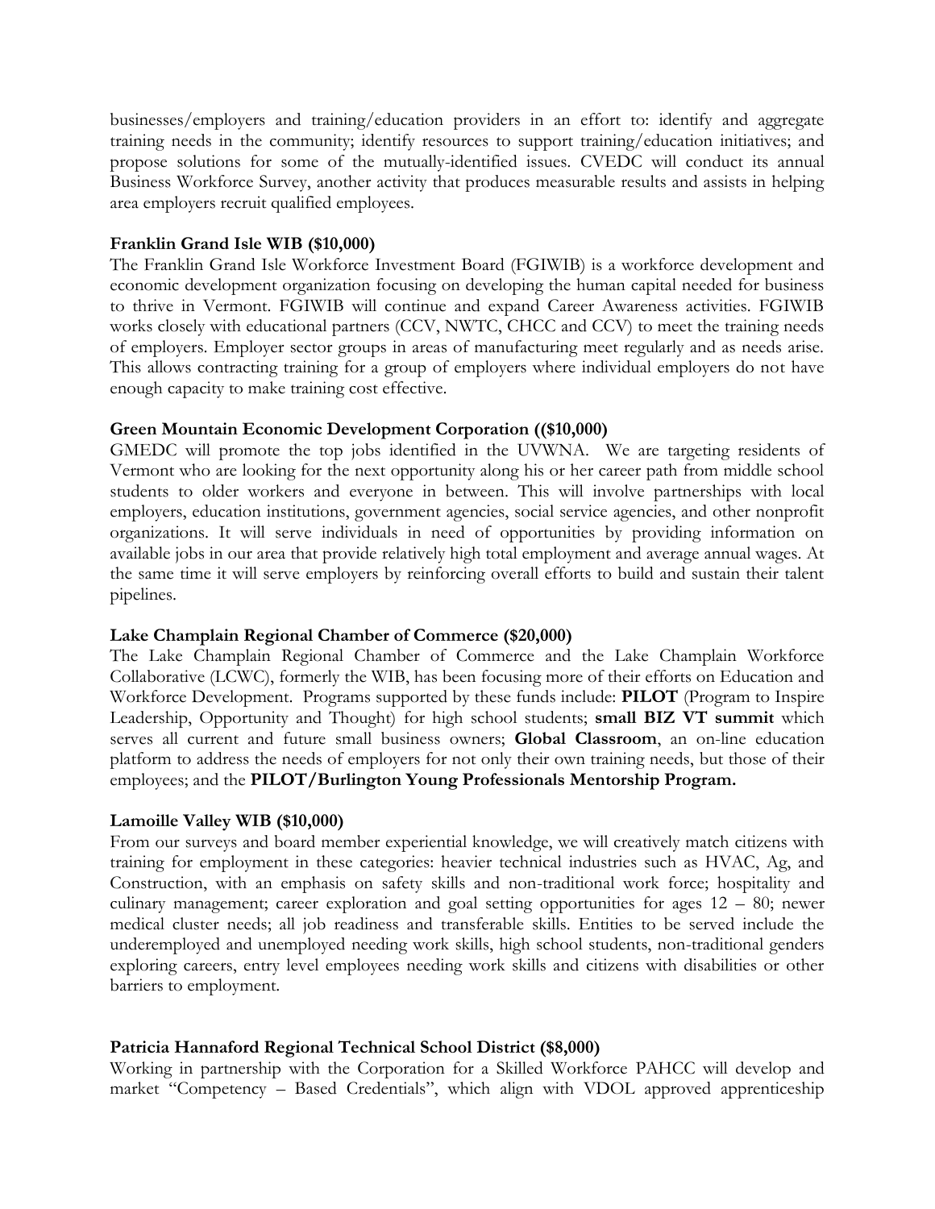businesses/employers and training/education providers in an effort to: identify and aggregate training needs in the community; identify resources to support training/education initiatives; and propose solutions for some of the mutually-identified issues. CVEDC will conduct its annual Business Workforce Survey, another activity that produces measurable results and assists in helping area employers recruit qualified employees.

**Franklin Grand Isle WIB ($10,000)**

The Franklin Grand Isle Workforce Investment Board (FGIWIB) is a workforce development and economic development organization focusing on developing the human capital needed for business to thrive in Vermont. FGIWIB will continue and expand Career Awareness activities. FGIWIB works closely with educational partners (CCV, NWTC, CHCC and CCV) to meet the training needs of employers. Employer sector groups in areas of manufacturing meet regularly and as needs arise. This allows contracting training for a group of employers where individual employers do not have enough capacity to make training cost effective.

**Green Mountain Economic Development Corporation (($10,000)**

GMEDC will promote the top jobs identified in the UVWNA. We are targeting residents of Vermont who are looking for the next opportunity along his or her career path from middle school students to older workers and everyone in between. This will involve partnerships with local employers, education institutions, government agencies, social service agencies, and other nonprofit organizations. It will serve individuals in need of opportunities by providing information on available jobs in our area that provide relatively high total employment and average annual wages. At the same time it will serve employers by reinforcing overall efforts to build and sustain their talent pipelines.

**Lake Champlain Regional Chamber of Commerce ($20,000)**

The Lake Champlain Regional Chamber of Commerce and the Lake Champlain Workforce Collaborative (LCWC), formerly the WIB, has been focusing more of their efforts on Education and Workforce Development. Programs supported by these funds include: **PILOT** (Program to Inspire Leadership, Opportunity and Thought) for high school students; **small BIZ VT summit** which serves all current and future small business owners; **Global Classroom**, an on-line education platform to address the needs of employers for not only their own training needs, but those of their employees; and the **PILOT/Burlington Young Professionals Mentorship Program.**

**Lamoille Valley WIB ($10,000)**

From our surveys and board member experiential knowledge, we will creatively match citizens with training for employment in these categories: heavier technical industries such as HVAC, Ag, and Construction, with an emphasis on safety skills and non-traditional work force; hospitality and culinary management; career exploration and goal setting opportunities for ages 12 – 80; newer medical cluster needs; all job readiness and transferable skills. Entities to be served include the underemployed and unemployed needing work skills, high school students, non-traditional genders exploring careers, entry level employees needing work skills and citizens with disabilities or other barriers to employment.

**Patricia Hannaford Regional Technical School District ($8,000)**

Working in partnership with the Corporation for a Skilled Workforce PAHCC will develop and market "Competency – Based Credentials", which align with VDOL approved apprenticeship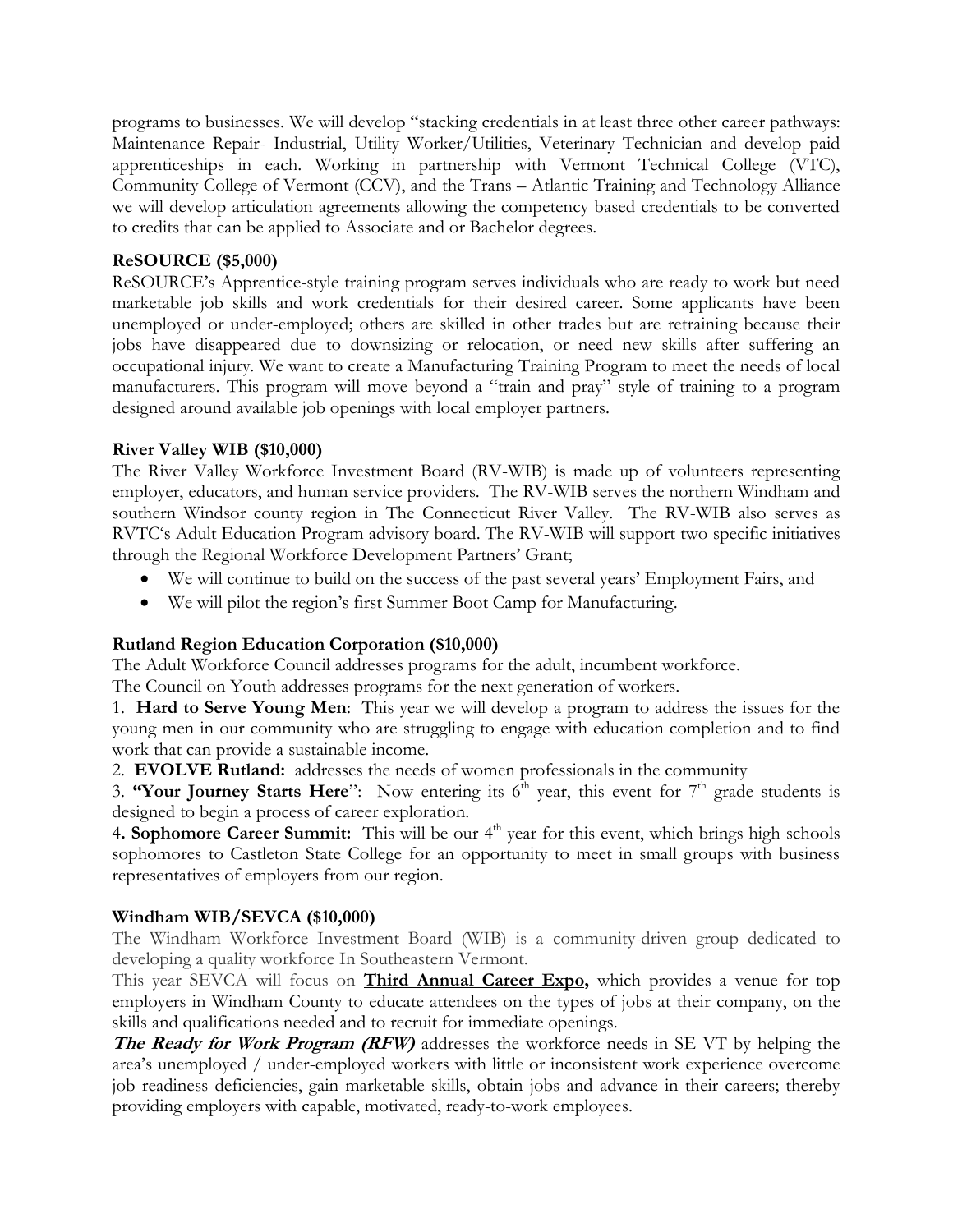programs to businesses. We will develop "stacking credentials in at least three other career pathways: Maintenance Repair- Industrial, Utility Worker/Utilities, Veterinary Technician and develop paid apprenticeships in each. Working in partnership with Vermont Technical College (VTC), Community College of Vermont (CCV), and the Trans – Atlantic Training and Technology Alliance we will develop articulation agreements allowing the competency based credentials to be converted to credits that can be applied to Associate and or Bachelor degrees.

**ReSOURCE ($5,000)**

ReSOURCE's Apprentice-style training program serves individuals who are ready to work but need marketable job skills and work credentials for their desired career. Some applicants have been unemployed or under-employed; others are skilled in other trades but are retraining because their jobs have disappeared due to downsizing or relocation, or need new skills after suffering an occupational injury. We want to create a Manufacturing Training Program to meet the needs of local manufacturers. This program will move beyond a "train and pray" style of training to a program designed around available job openings with local employer partners.

**River Valley WIB ($10,000)**

The River Valley Workforce Investment Board (RV-WIB) is made up of volunteers representing employer, educators, and human service providers. The RV-WIB serves the northern Windham and southern Windsor county region in The Connecticut River Valley. The RV-WIB also serves as RVTC's Adult Education Program advisory board. The RV-WIB will support two specific initiatives through the Regional Workforce Development Partners' Grant;

- We will continue to build on the success of the past several years' Employment Fairs, and
- We will pilot the region's first Summer Boot Camp for Manufacturing.

**Rutland Region Education Corporation ($10,000)**

The Adult Workforce Council addresses programs for the adult, incumbent workforce.
The Council on Youth addresses programs for the next generation of workers.

1. **Hard to Serve Young Men**: This year we will develop a program to address the issues for the young men in our community who are struggling to engage with education completion and to find work that can provide a sustainable income.
2. **EVOLVE Rutland:** addresses the needs of women professionals in the community
3. **"Your Journey Starts Here**": Now entering its 6th year, this event for 7th grade students is designed to begin a process of career exploration.
4. **Sophomore Career Summit:** This will be our 4th year for this event, which brings high schools sophomores to Castleton State College for an opportunity to meet in small groups with business representatives of employers from our region.

**Windham WIB/SEVCA ($10,000)**

The Windham Workforce Investment Board (WIB) is a community-driven group dedicated to developing a quality workforce In Southeastern Vermont.

This year SEVCA will focus on **Third Annual Career Expo,** which provides a venue for top employers in Windham County to educate attendees on the types of jobs at their company, on the skills and qualifications needed and to recruit for immediate openings.

***The Ready for Work Program (RFW)*** addresses the workforce needs in SE VT by helping the area's unemployed / under-employed workers with little or inconsistent work experience overcome job readiness deficiencies, gain marketable skills, obtain jobs and advance in their careers; thereby providing employers with capable, motivated, ready-to-work employees.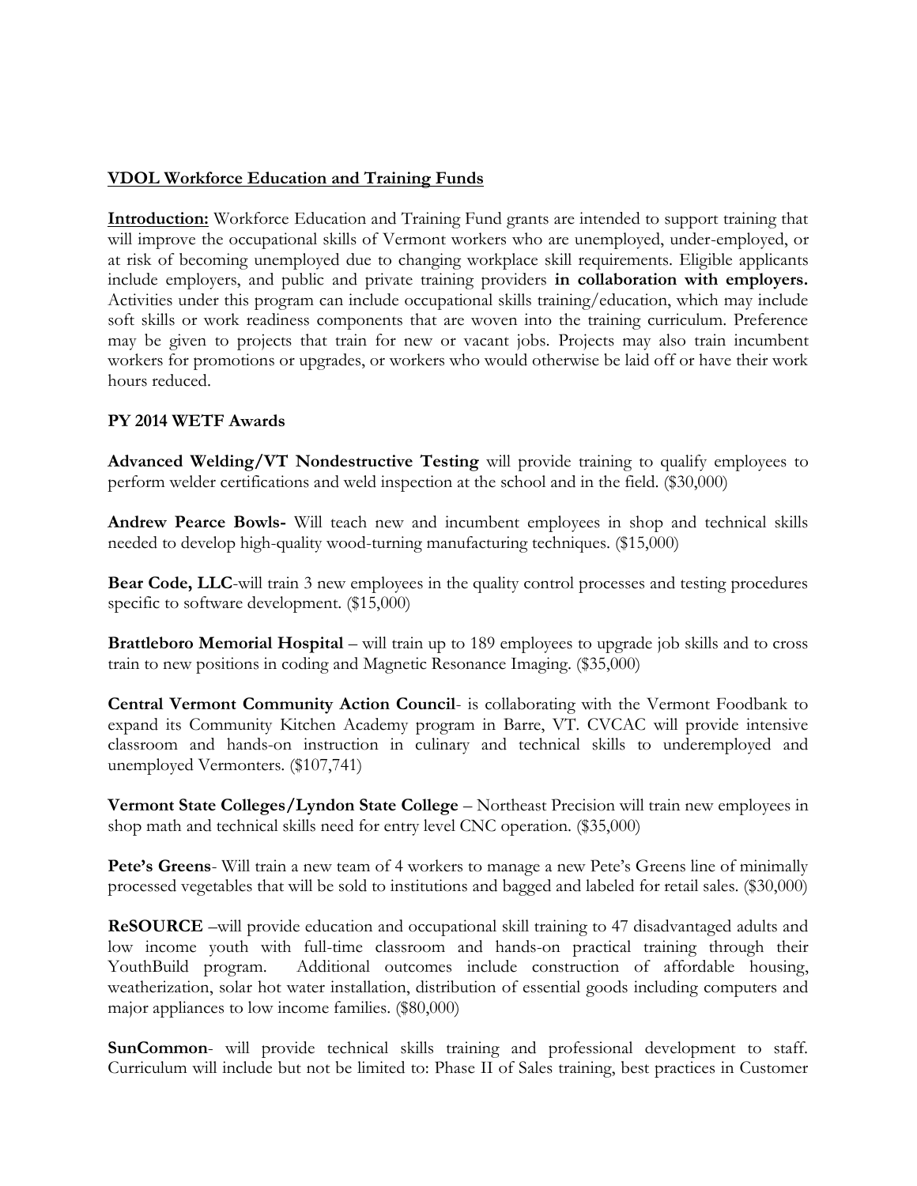**VDOL Workforce Education and Training Funds**

**Introduction:** Workforce Education and Training Fund grants are intended to support training that will improve the occupational skills of Vermont workers who are unemployed, under-employed, or at risk of becoming unemployed due to changing workplace skill requirements. Eligible applicants include employers, and public and private training providers **in collaboration with employers.** Activities under this program can include occupational skills training/education, which may include soft skills or work readiness components that are woven into the training curriculum. Preference may be given to projects that train for new or vacant jobs. Projects may also train incumbent workers for promotions or upgrades, or workers who would otherwise be laid off or have their work hours reduced.

**PY 2014 WETF Awards**

**Advanced Welding/VT Nondestructive Testing** will provide training to qualify employees to perform welder certifications and weld inspection at the school and in the field. ($30,000)

**Andrew Pearce Bowls-** Will teach new and incumbent employees in shop and technical skills needed to develop high-quality wood-turning manufacturing techniques. ($15,000)

**Bear Code, LLC**-will train 3 new employees in the quality control processes and testing procedures specific to software development. ($15,000)

**Brattleboro Memorial Hospital** – will train up to 189 employees to upgrade job skills and to cross train to new positions in coding and Magnetic Resonance Imaging. ($35,000)

**Central Vermont Community Action Council**- is collaborating with the Vermont Foodbank to expand its Community Kitchen Academy program in Barre, VT. CVCAC will provide intensive classroom and hands-on instruction in culinary and technical skills to underemployed and unemployed Vermonters. ($107,741)

**Vermont State Colleges/Lyndon State College** – Northeast Precision will train new employees in shop math and technical skills need for entry level CNC operation. ($35,000)

**Pete's Greens**- Will train a new team of 4 workers to manage a new Pete's Greens line of minimally processed vegetables that will be sold to institutions and bagged and labeled for retail sales. ($30,000)

**ReSOURCE** –will provide education and occupational skill training to 47 disadvantaged adults and low income youth with full-time classroom and hands-on practical training through their YouthBuild program. Additional outcomes include construction of affordable housing, weatherization, solar hot water installation, distribution of essential goods including computers and major appliances to low income families. ($80,000)

**SunCommon**- will provide technical skills training and professional development to staff. Curriculum will include but not be limited to: Phase II of Sales training, best practices in Customer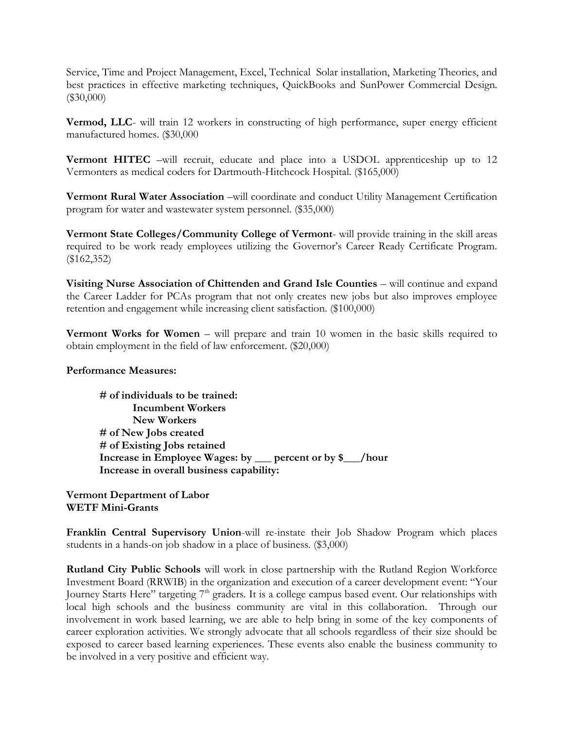Service, Time and Project Management, Excel, Technical Solar installation, Marketing Theories, and best practices in effective marketing techniques, QuickBooks and SunPower Commercial Design. ($30,000)

**Vermod, LLC**- will train 12 workers in constructing of high performance, super energy efficient manufactured homes. ($30,000

**Vermont HITEC** –will recruit, educate and place into a USDOL apprenticeship up to 12 Vermonters as medical coders for Dartmouth-Hitchcock Hospital. ($165,000)

**Vermont Rural Water Association** –will coordinate and conduct Utility Management Certification program for water and wastewater system personnel. ($35,000)

**Vermont State Colleges/Community College of Vermont**- will provide training in the skill areas required to be work ready employees utilizing the Governor's Career Ready Certificate Program. ($162,352)

**Visiting Nurse Association of Chittenden and Grand Isle Counties** – will continue and expand the Career Ladder for PCAs program that not only creates new jobs but also improves employee retention and engagement while increasing client satisfaction. ($100,000)

**Vermont Works for Women** – will prepare and train 10 women in the basic skills required to obtain employment in the field of law enforcement. ($20,000)

**Performance Measures:**

- **# of individuals to be trained:**
  - **Incumbent Workers**
  - **New Workers**
- **# of New Jobs created**
- **# of Existing Jobs retained**
- **Increase in Employee Wages: by ___ percent or by $___/hour**
- **Increase in overall business capability:**

**Vermont Department of Labor**
**WETF Mini-Grants**

**Franklin Central Supervisory Union**-will re-instate their Job Shadow Program which places students in a hands-on job shadow in a place of business. ($3,000)

**Rutland City Public Schools** will work in close partnership with the Rutland Region Workforce Investment Board (RRWIB) in the organization and execution of a career development event: "Your Journey Starts Here" targeting 7th graders. It is a college campus based event. Our relationships with local high schools and the business community are vital in this collaboration. Through our involvement in work based learning, we are able to help bring in some of the key components of career exploration activities. We strongly advocate that all schools regardless of their size should be exposed to career based learning experiences. These events also enable the business community to be involved in a very positive and efficient way.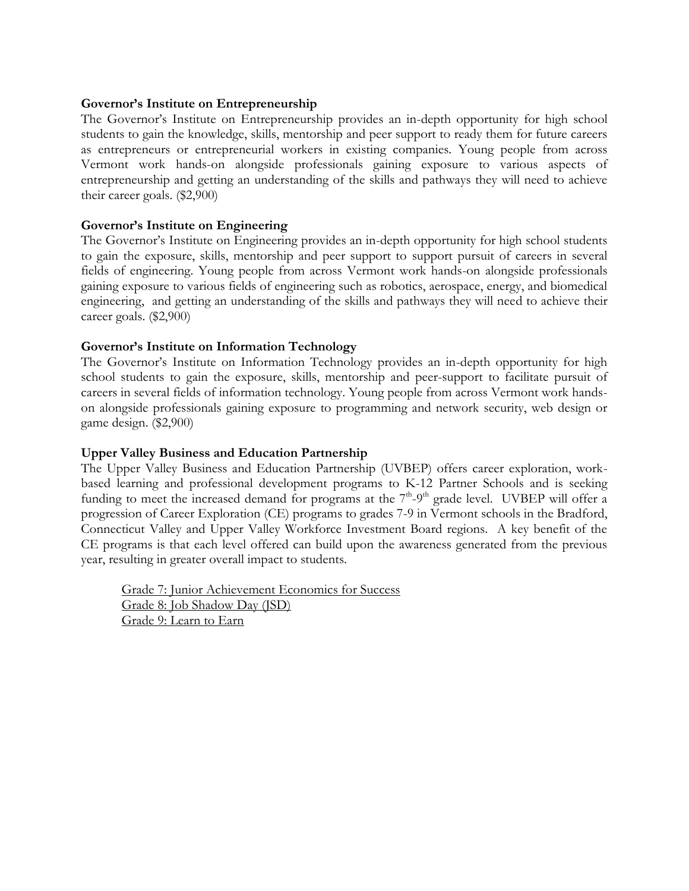**Governor's Institute on Entrepreneurship**

The Governor's Institute on Entrepreneurship provides an in-depth opportunity for high school students to gain the knowledge, skills, mentorship and peer support to ready them for future careers as entrepreneurs or entrepreneurial workers in existing companies. Young people from across Vermont work hands-on alongside professionals gaining exposure to various aspects of entrepreneurship and getting an understanding of the skills and pathways they will need to achieve their career goals. ($2,900)

**Governor's Institute on Engineering**

The Governor's Institute on Engineering provides an in-depth opportunity for high school students to gain the exposure, skills, mentorship and peer support to support pursuit of careers in several fields of engineering. Young people from across Vermont work hands-on alongside professionals gaining exposure to various fields of engineering such as robotics, aerospace, energy, and biomedical engineering, and getting an understanding of the skills and pathways they will need to achieve their career goals. ($2,900)

**Governor's Institute on Information Technology**

The Governor's Institute on Information Technology provides an in-depth opportunity for high school students to gain the exposure, skills, mentorship and peer-support to facilitate pursuit of careers in several fields of information technology. Young people from across Vermont work hands-on alongside professionals gaining exposure to programming and network security, web design or game design. ($2,900)

**Upper Valley Business and Education Partnership**

The Upper Valley Business and Education Partnership (UVBEP) offers career exploration, work-based learning and professional development programs to K-12 Partner Schools and is seeking funding to meet the increased demand for programs at the 7th-9th grade level. UVBEP will offer a progression of Career Exploration (CE) programs to grades 7-9 in Vermont schools in the Bradford, Connecticut Valley and Upper Valley Workforce Investment Board regions. A key benefit of the CE programs is that each level offered can build upon the awareness generated from the previous year, resulting in greater overall impact to students.

Grade 7: Junior Achievement Economics for Success
Grade 8: Job Shadow Day (JSD)
Grade 9: Learn to Earn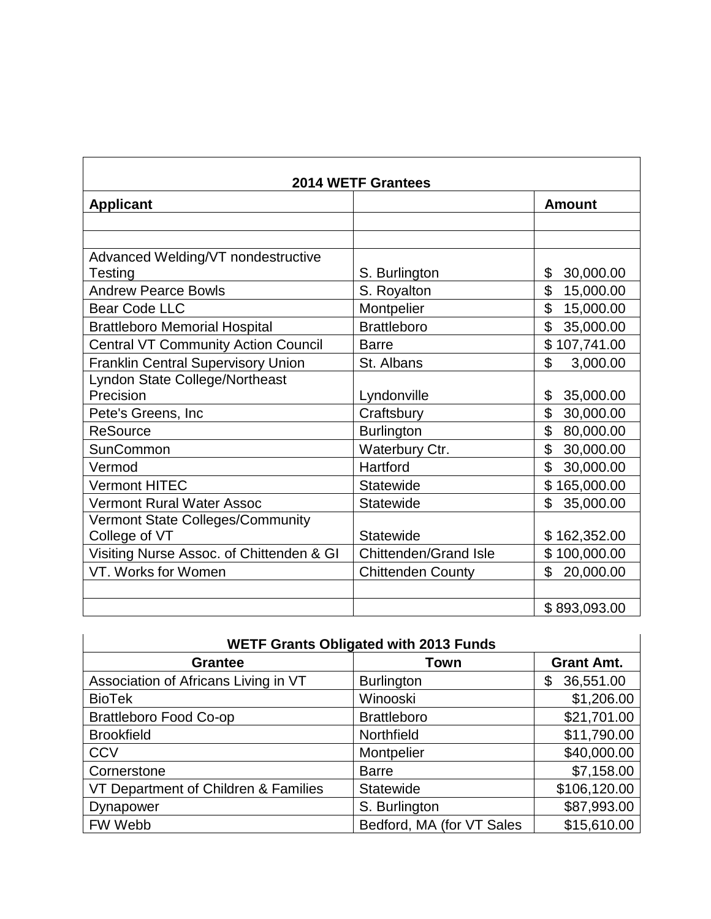| 2014 WETF Grantees | | |
|---|---|---|
| **Applicant** | | **Amount** |
| | | |
| | | |
| Advanced Welding/VT nondestructive Testing | S. Burlington | $ 30,000.00 |
| Andrew Pearce Bowls | S. Royalton | $ 15,000.00 |
| Bear Code LLC | Montpelier | $ 15,000.00 |
| Brattleboro Memorial Hospital | Brattleboro | $ 35,000.00 |
| Central VT Community Action Council | Barre | $ 107,741.00 |
| Franklin Central Supervisory Union | St. Albans | $ 3,000.00 |
| Lyndon State College/Northeast Precision | Lyndonville | $ 35,000.00 |
| Pete's Greens, Inc | Craftsbury | $ 30,000.00 |
| ReSource | Burlington | $ 80,000.00 |
| SunCommon | Waterbury Ctr. | $ 30,000.00 |
| Vermod | Hartford | $ 30,000.00 |
| Vermont HITEC | Statewide | $ 165,000.00 |
| Vermont Rural Water Assoc | Statewide | $ 35,000.00 |
| Vermont State Colleges/Community College of VT | Statewide | $ 162,352.00 |
| Visiting Nurse Assoc. of Chittenden & GI | Chittenden/Grand Isle | $ 100,000.00 |
| VT. Works for Women | Chittenden County | $ 20,000.00 |
| | | |
| | | $ 893,093.00 |

| WETF Grants Obligated with 2013 Funds | | |
|---|---|---|
| **Grantee** | **Town** | **Grant Amt.** |
| Association of Africans Living in VT | Burlington | $ 36,551.00 |
| BioTek | Winooski | $1,206.00 |
| Brattleboro Food Co-op | Brattleboro | $21,701.00 |
| Brookfield | Northfield | $11,790.00 |
| CCV | Montpelier | $40,000.00 |
| Cornerstone | Barre | $7,158.00 |
| VT Department of Children & Families | Statewide | $106,120.00 |
| Dynapower | S. Burlington | $87,993.00 |
| FW Webb | Bedford, MA (for VT Sales | $15,610.00 |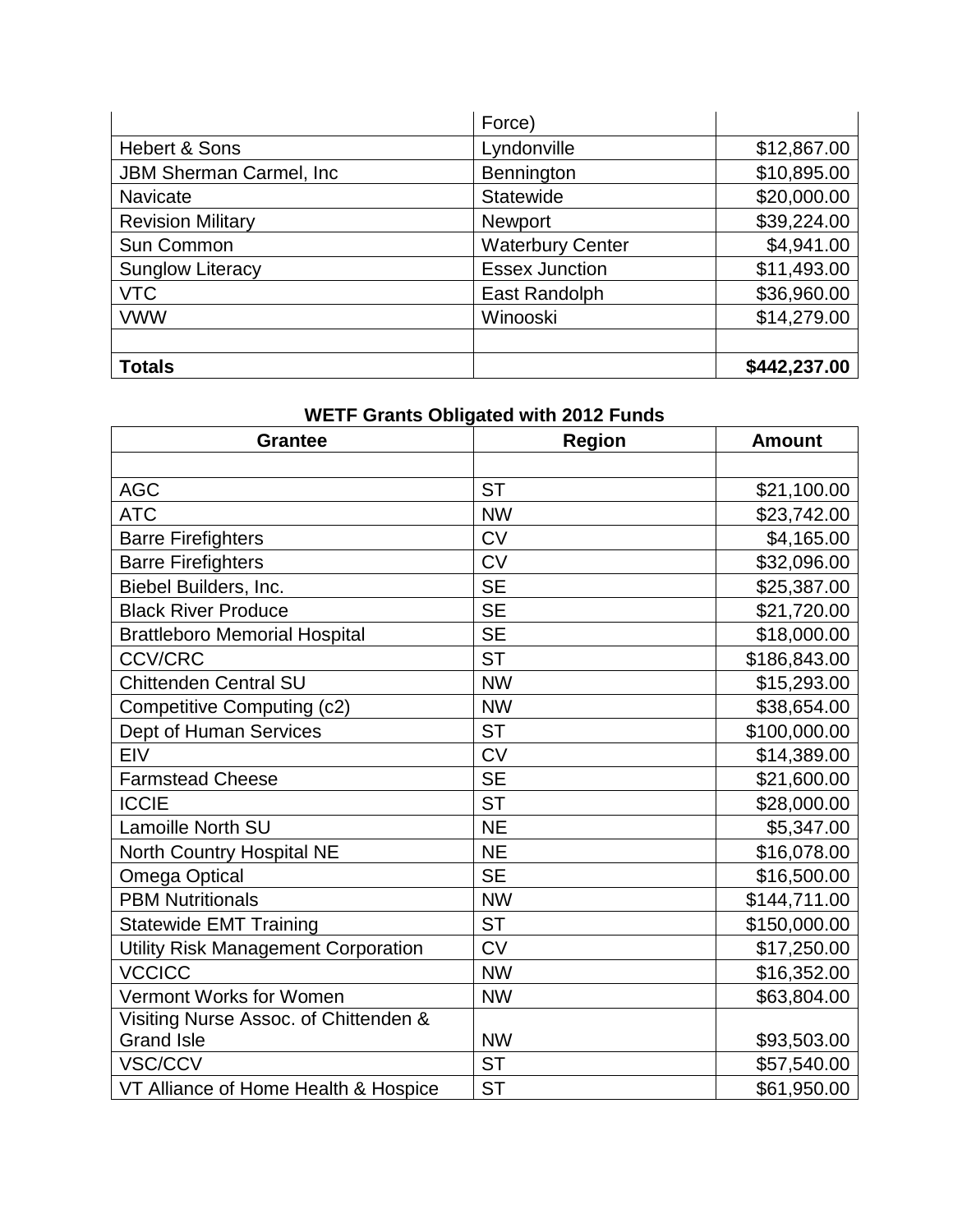|  | Force) |  |
|---|---|---|
| Hebert & Sons | Lyndonville | $12,867.00 |
| JBM Sherman Carmel, Inc | Bennington | $10,895.00 |
| Navicate | Statewide | $20,000.00 |
| Revision Military | Newport | $39,224.00 |
| Sun Common | Waterbury Center | $4,941.00 |
| Sunglow Literacy | Essex Junction | $11,493.00 |
| VTC | East Randolph | $36,960.00 |
| VWW | Winooski | $14,279.00 |
|  |  |  |
| **Totals** |  | **$442,237.00** |

**WETF Grants Obligated with 2012 Funds**

| Grantee | Region | Amount |
|---|---|---|
|  |  |  |
| AGC | ST | $21,100.00 |
| ATC | NW | $23,742.00 |
| Barre Firefighters | CV | $4,165.00 |
| Barre Firefighters | CV | $32,096.00 |
| Biebel Builders, Inc. | SE | $25,387.00 |
| Black River Produce | SE | $21,720.00 |
| Brattleboro Memorial Hospital | SE | $18,000.00 |
| CCV/CRC | ST | $186,843.00 |
| Chittenden Central SU | NW | $15,293.00 |
| Competitive Computing (c2) | NW | $38,654.00 |
| Dept of Human Services | ST | $100,000.00 |
| EIV | CV | $14,389.00 |
| Farmstead Cheese | SE | $21,600.00 |
| ICCIE | ST | $28,000.00 |
| Lamoille North SU | NE | $5,347.00 |
| North Country Hospital NE | NE | $16,078.00 |
| Omega Optical | SE | $16,500.00 |
| PBM Nutritionals | NW | $144,711.00 |
| Statewide EMT Training | ST | $150,000.00 |
| Utility Risk Management Corporation | CV | $17,250.00 |
| VCCICC | NW | $16,352.00 |
| Vermont Works for Women | NW | $63,804.00 |
| Visiting Nurse Assoc. of Chittenden & Grand Isle | NW | $93,503.00 |
| VSC/CCV | ST | $57,540.00 |
| VT Alliance of Home Health & Hospice | ST | $61,950.00 |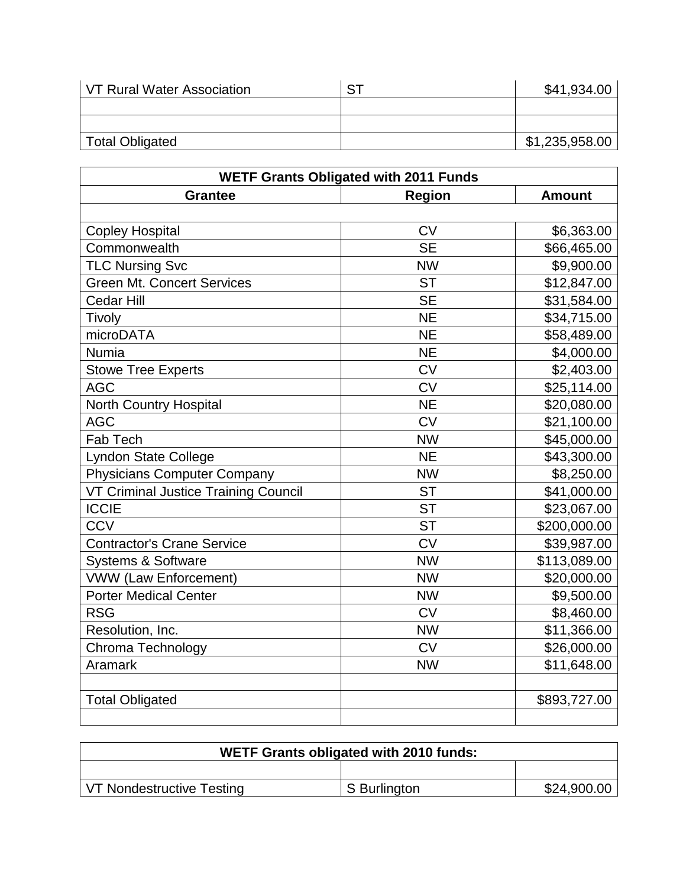| | | |
|---|---|---|
| VT Rural Water Association | ST | $41,934.00 |
| | | |
| | | |
| Total Obligated | | $1,235,958.00 |

| **WETF Grants Obligated with 2011 Funds** | | |
|---|---|---|
| **Grantee** | **Region** | **Amount** |
| | | |
| Copley Hospital | CV | $6,363.00 |
| Commonwealth | SE | $66,465.00 |
| TLC Nursing Svc | NW | $9,900.00 |
| Green Mt. Concert Services | ST | $12,847.00 |
| Cedar Hill | SE | $31,584.00 |
| Tivoly | NE | $34,715.00 |
| microDATA | NE | $58,489.00 |
| Numia | NE | $4,000.00 |
| Stowe Tree Experts | CV | $2,403.00 |
| AGC | CV | $25,114.00 |
| North Country Hospital | NE | $20,080.00 |
| AGC | CV | $21,100.00 |
| Fab Tech | NW | $45,000.00 |
| Lyndon State College | NE | $43,300.00 |
| Physicians Computer Company | NW | $8,250.00 |
| VT Criminal Justice Training Council | ST | $41,000.00 |
| ICCIE | ST | $23,067.00 |
| CCV | ST | $200,000.00 |
| Contractor's Crane Service | CV | $39,987.00 |
| Systems & Software | NW | $113,089.00 |
| VWW (Law Enforcement) | NW | $20,000.00 |
| Porter Medical Center | NW | $9,500.00 |
| RSG | CV | $8,460.00 |
| Resolution, Inc. | NW | $11,366.00 |
| Chroma Technology | CV | $26,000.00 |
| Aramark | NW | $11,648.00 |
| | | |
| Total Obligated | | $893,727.00 |
| | | |

| **WETF Grants obligated with 2010 funds:** | | |
|---|---|---|
| | | |
| VT Nondestructive Testing | S Burlington | $24,900.00 |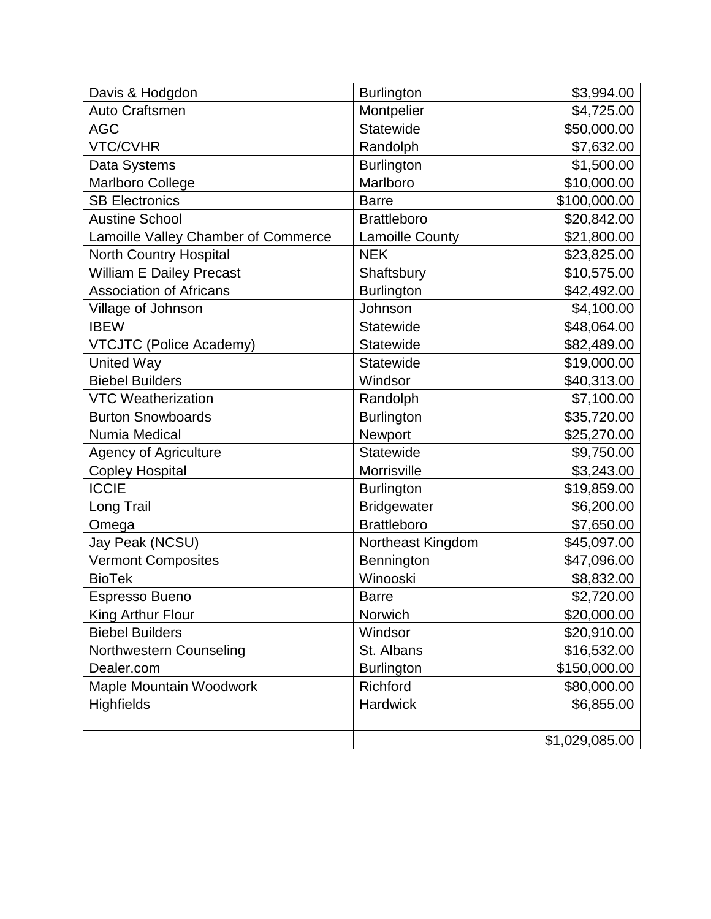| | | |
|---|---|---|
| Davis & Hodgdon | Burlington | $3,994.00 |
| Auto Craftsmen | Montpelier | $4,725.00 |
| AGC | Statewide | $50,000.00 |
| VTC/CVHR | Randolph | $7,632.00 |
| Data Systems | Burlington | $1,500.00 |
| Marlboro College | Marlboro | $10,000.00 |
| SB Electronics | Barre | $100,000.00 |
| Austine School | Brattleboro | $20,842.00 |
| Lamoille Valley Chamber of Commerce | Lamoille County | $21,800.00 |
| North Country Hospital | NEK | $23,825.00 |
| William E Dailey Precast | Shaftsbury | $10,575.00 |
| Association of Africans | Burlington | $42,492.00 |
| Village of Johnson | Johnson | $4,100.00 |
| IBEW | Statewide | $48,064.00 |
| VTCJTC (Police Academy) | Statewide | $82,489.00 |
| United Way | Statewide | $19,000.00 |
| Biebel Builders | Windsor | $40,313.00 |
| VTC Weatherization | Randolph | $7,100.00 |
| Burton Snowboards | Burlington | $35,720.00 |
| Numia Medical | Newport | $25,270.00 |
| Agency of Agriculture | Statewide | $9,750.00 |
| Copley Hospital | Morrisville | $3,243.00 |
| ICCIE | Burlington | $19,859.00 |
| Long Trail | Bridgewater | $6,200.00 |
| Omega | Brattleboro | $7,650.00 |
| Jay Peak (NCSU) | Northeast Kingdom | $45,097.00 |
| Vermont Composites | Bennington | $47,096.00 |
| BioTek | Winooski | $8,832.00 |
| Espresso Bueno | Barre | $2,720.00 |
| King Arthur Flour | Norwich | $20,000.00 |
| Biebel Builders | Windsor | $20,910.00 |
| Northwestern Counseling | St. Albans | $16,532.00 |
| Dealer.com | Burlington | $150,000.00 |
| Maple Mountain Woodwork | Richford | $80,000.00 |
| Highfields | Hardwick | $6,855.00 |
| | | |
| | | $1,029,085.00 |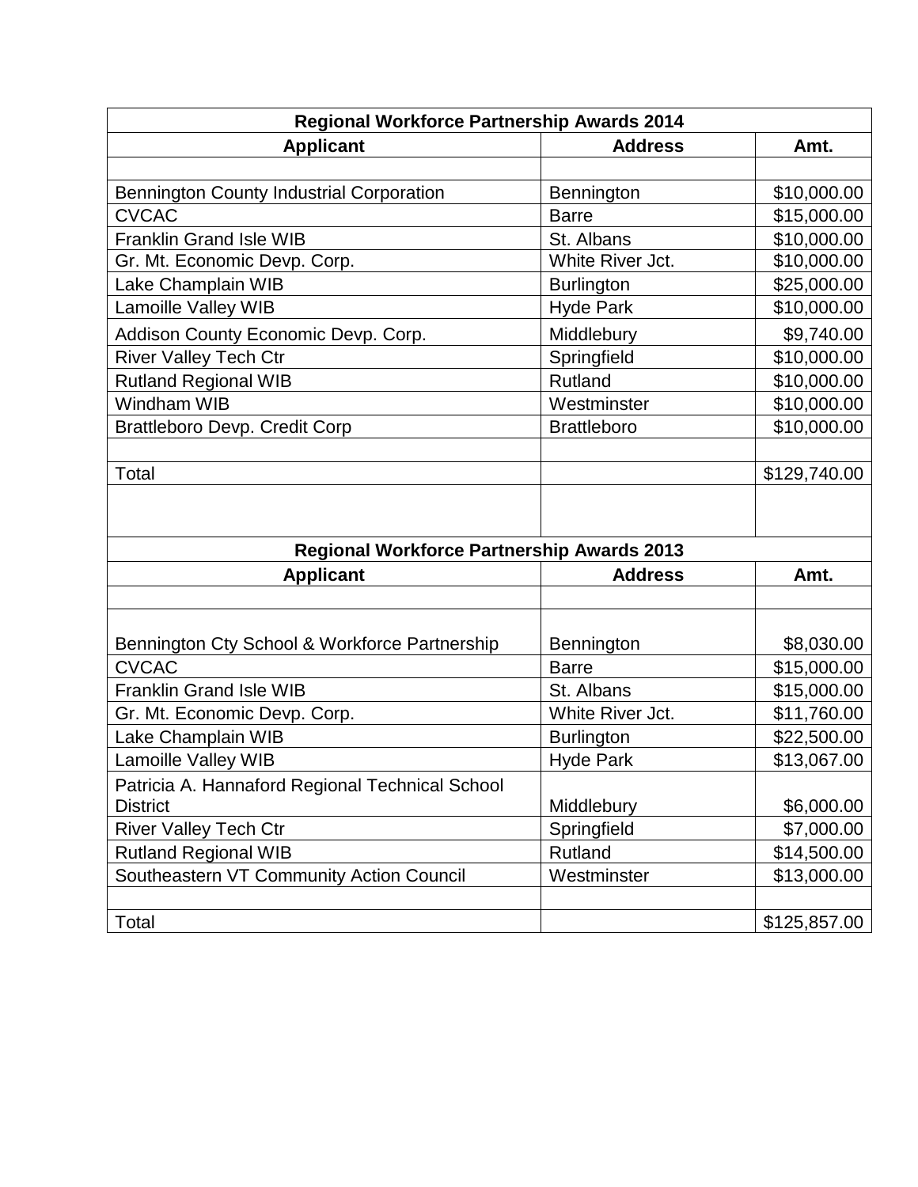| Regional Workforce Partnership Awards 2014 | | |
|---|---|---|
| **Applicant** | **Address** | **Amt.** |
| | | |
| Bennington County Industrial Corporation | Bennington | $10,000.00 |
| CVCAC | Barre | $15,000.00 |
| Franklin Grand Isle WIB | St. Albans | $10,000.00 |
| Gr. Mt. Economic Devp. Corp. | White River Jct. | $10,000.00 |
| Lake Champlain WIB | Burlington | $25,000.00 |
| Lamoille Valley WIB | Hyde Park | $10,000.00 |
| Addison County Economic Devp. Corp. | Middlebury | $9,740.00 |
| River Valley Tech Ctr | Springfield | $10,000.00 |
| Rutland Regional WIB | Rutland | $10,000.00 |
| Windham WIB | Westminster | $10,000.00 |
| Brattleboro Devp. Credit Corp | Brattleboro | $10,000.00 |
| | | |
| Total | | $129,740.00 |

| Regional Workforce Partnership Awards 2013 | | |
|---|---|---|
| **Applicant** | **Address** | **Amt.** |
| | | |
| Bennington Cty School & Workforce Partnership | Bennington | $8,030.00 |
| CVCAC | Barre | $15,000.00 |
| Franklin Grand Isle WIB | St. Albans | $15,000.00 |
| Gr. Mt. Economic Devp. Corp. | White River Jct. | $11,760.00 |
| Lake Champlain WIB | Burlington | $22,500.00 |
| Lamoille Valley WIB | Hyde Park | $13,067.00 |
| Patricia A. Hannaford Regional Technical School District | Middlebury | $6,000.00 |
| River Valley Tech Ctr | Springfield | $7,000.00 |
| Rutland Regional WIB | Rutland | $14,500.00 |
| Southeastern VT Community Action Council | Westminster | $13,000.00 |
| | | |
| Total | | $125,857.00 |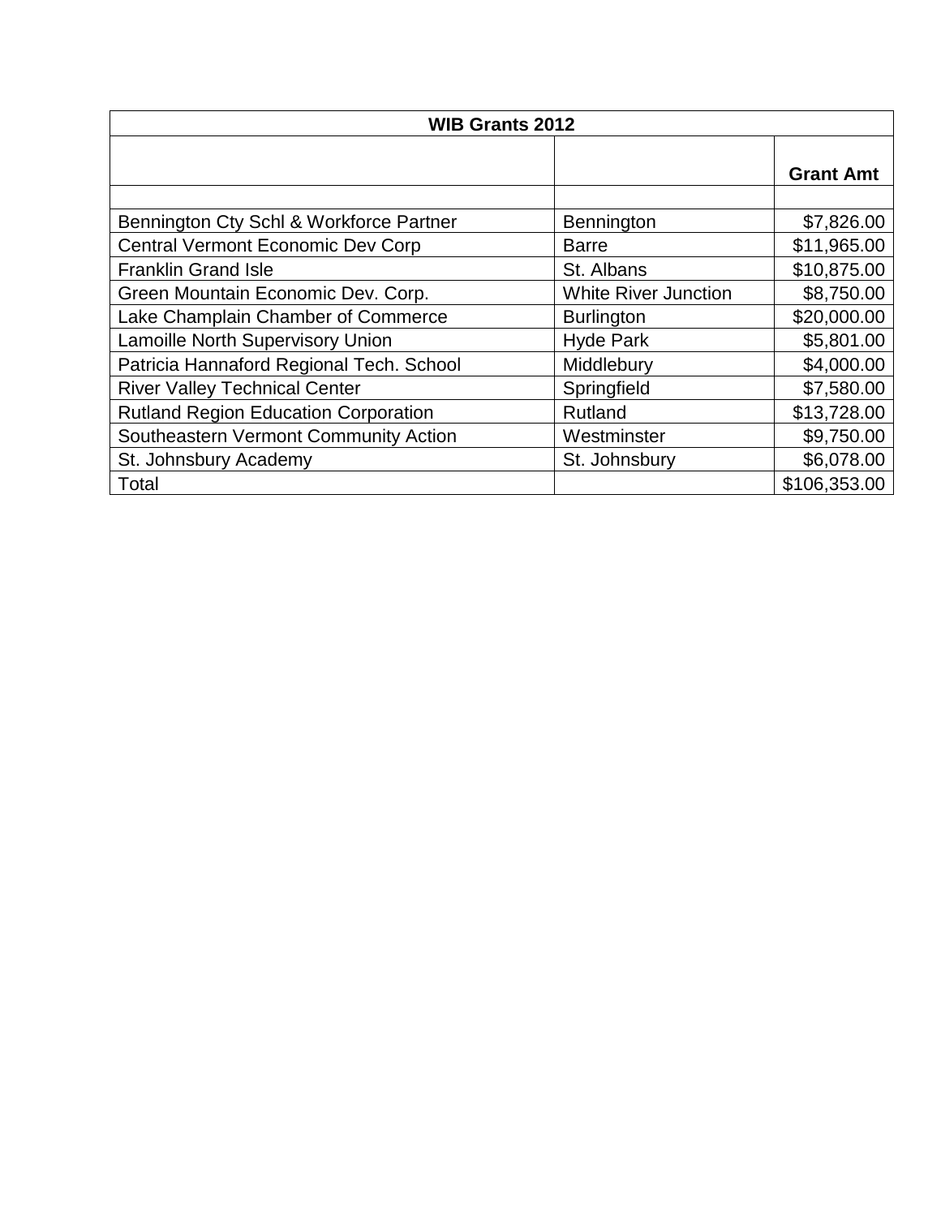| WIB Grants 2012 | | |
|---|---|---|
| | | **Grant Amt** |
| | | |
| Bennington Cty Schl & Workforce Partner | Bennington | $7,826.00 |
| Central Vermont Economic Dev Corp | Barre | $11,965.00 |
| Franklin Grand Isle | St. Albans | $10,875.00 |
| Green Mountain Economic Dev. Corp. | White River Junction | $8,750.00 |
| Lake Champlain Chamber of Commerce | Burlington | $20,000.00 |
| Lamoille North Supervisory Union | Hyde Park | $5,801.00 |
| Patricia Hannaford Regional Tech. School | Middlebury | $4,000.00 |
| River Valley Technical Center | Springfield | $7,580.00 |
| Rutland Region Education Corporation | Rutland | $13,728.00 |
| Southeastern Vermont Community Action | Westminster | $9,750.00 |
| St. Johnsbury Academy | St. Johnsbury | $6,078.00 |
| Total | | $106,353.00 |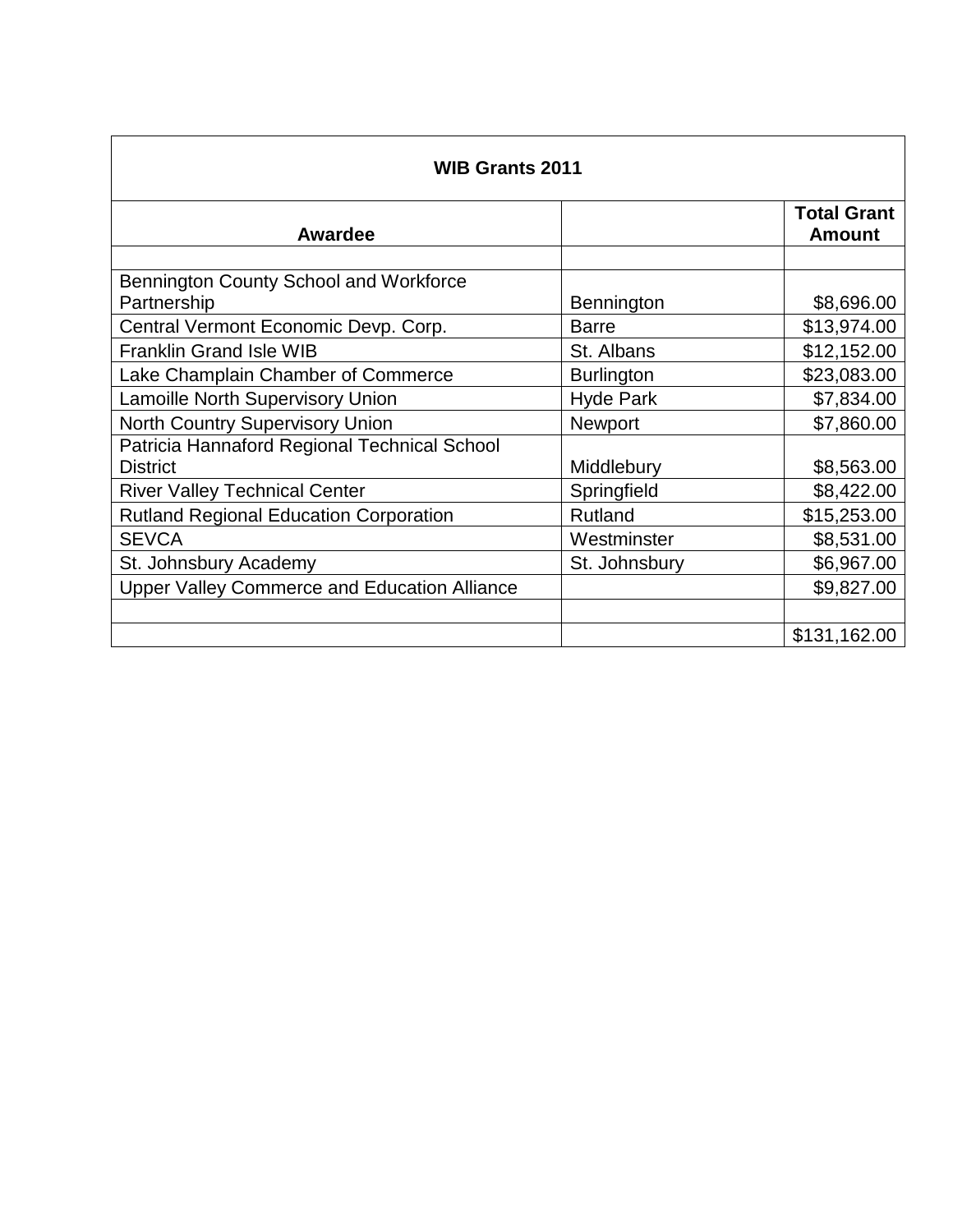| WIB Grants 2011 | | |
|---|---|---|
| **Awardee** | | **Total Grant Amount** |
| | | |
| Bennington County School and Workforce Partnership | Bennington | $8,696.00 |
| Central Vermont Economic Devp. Corp. | Barre | $13,974.00 |
| Franklin Grand Isle WIB | St. Albans | $12,152.00 |
| Lake Champlain Chamber of Commerce | Burlington | $23,083.00 |
| Lamoille North Supervisory Union | Hyde Park | $7,834.00 |
| North Country Supervisory Union | Newport | $7,860.00 |
| Patricia Hannaford Regional Technical School District | Middlebury | $8,563.00 |
| River Valley Technical Center | Springfield | $8,422.00 |
| Rutland Regional Education Corporation | Rutland | $15,253.00 |
| SEVCA | Westminster | $8,531.00 |
| St. Johnsbury Academy | St. Johnsbury | $6,967.00 |
| Upper Valley Commerce and Education Alliance | | $9,827.00 |
| | | |
| | | $131,162.00 |